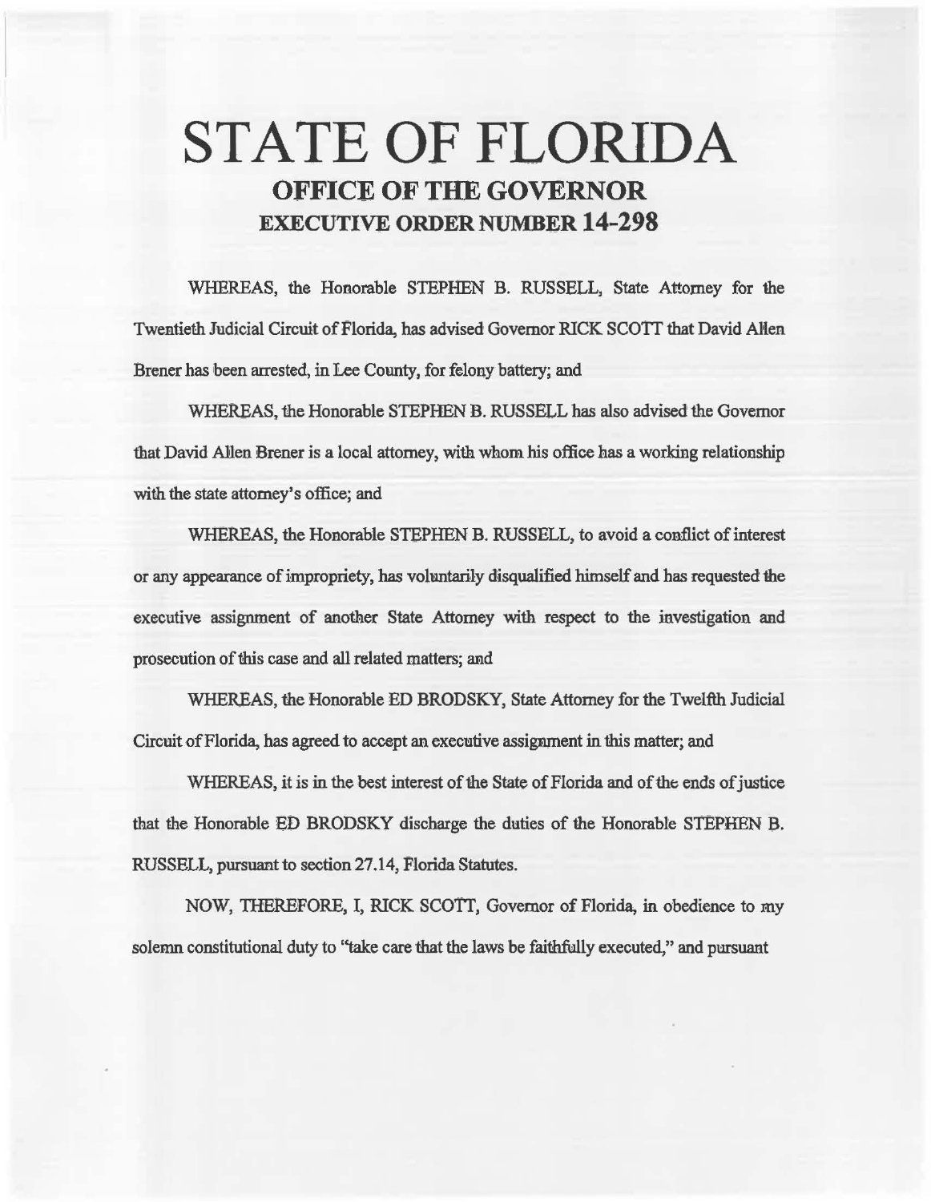# STATE OF FLORIDA

## OFFICE OF THE GOVERNOR

## EXECUTIVE ORDER NUMBER 14-298

WHEREAS, the Honorable STEPHEN B. RUSSELL, State Attorney for the Twentieth Judicial Circuit of Florida, has advised Governor RICK SCOTT that David Allen Brener has been arrested, in Lee County, for felony battery; and

WHEREAS, the Honorable STEPHEN B. RUSSELL has also advised the Governor that David Allen Brener is a local attorney, with whom his office has a working relationship with the state attorney's office; and

WHEREAS, the Honorable STEPHEN B. RUSSELL, to avoid a conflict of interest or any appearance of impropriety, has voluntarily disqualified himself and has requested the executive assignment of another State Attorney with respect to the investigation and prosecution of this case and all related matters; and

WHEREAS, the Honorable ED BRODSKY, State Attorney for the Twelfth Judicial Circuit of Florida, has agreed to accept an executive assignment in this matter; and

WHEREAS, it is in the best interest of the State of Florida and of the ends of justice that the Honorable ED BRODSKY discharge the duties of the Honorable STEPHEN B. RUSSELL, pursuant to section 27.14, Florida Statutes.

NOW, THEREFORE, I, RICK SCOTT, Governor of Florida, in obedience to my solemn constitutional duty to "take care that the laws be faithfully executed," and pursuant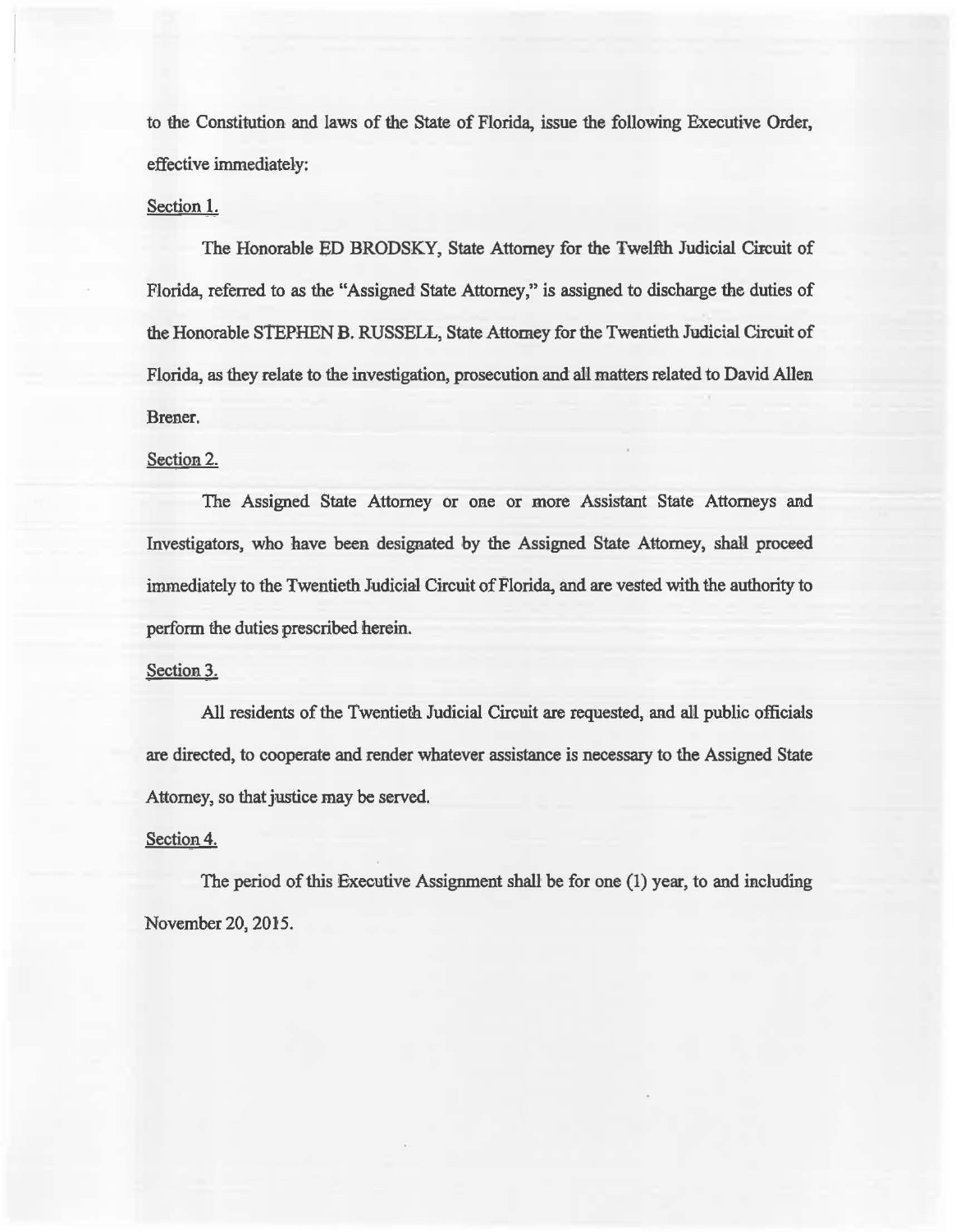to the Constitution and laws of the State of Florida, issue the following Executive Order, effective immediately:

Section 1.

The Honorable ED BRODSKY, State Attorney for the Twelfth Judicial Circuit of Florida, referred to as the "Assigned State Attorney," is assigned to discharge the duties of the Honorable STEPHEN B. RUSSELL, State Attorney for the Twentieth Judicial Circuit of Florida, as they relate to the investigation, prosecution and all matters related to David Allen Brener.

Section 2.

The Assigned State Attorney or one or more Assistant State Attorneys and Investigators, who have been designated by the Assigned State Attorney, shall proceed immediately to the Twentieth Judicial Circuit of Florida, and are vested with the authority to perform the duties prescribed herein.

Section 3.

All residents of the Twentieth Judicial Circuit are requested, and all public officials are directed, to cooperate and render whatever assistance is necessary to the Assigned State Attorney, so that justice may be served.

Section 4.

The period of this Executive Assignment shall be for one (1) year, to and including November 20, 2015.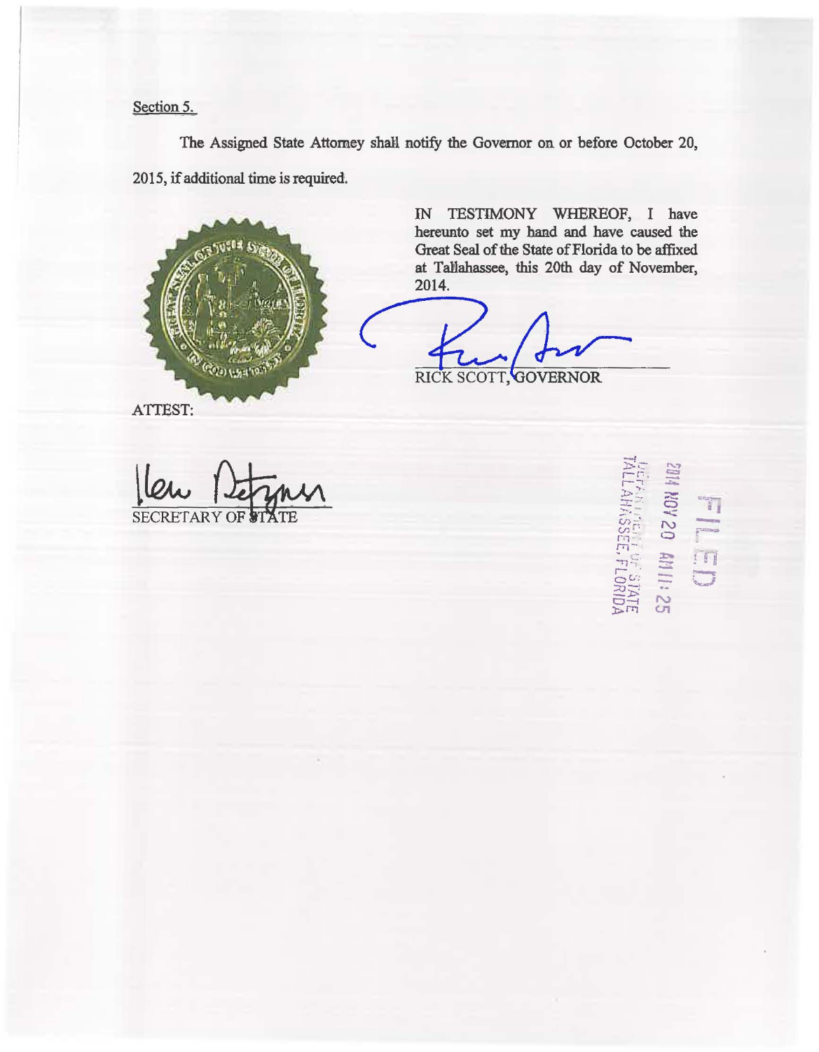Section 5.

The Assigned State Attorney shall notify the Governor on or before October 20, 2015, if additional time is required.

IN TESTIMONY WHEREOF, I have hereunto set my hand and have caused the Great Seal of the State of Florida to be affixed at Tallahassee, this 20th day of November, 2014.

RICK SCOTT, GOVERNOR

ATTEST:

SECRETARY OF STATE

FILED

2014 NOV 20 AM 11:25

DEPARTMENT OF STATE
TALLAHASSEE, FLORIDA